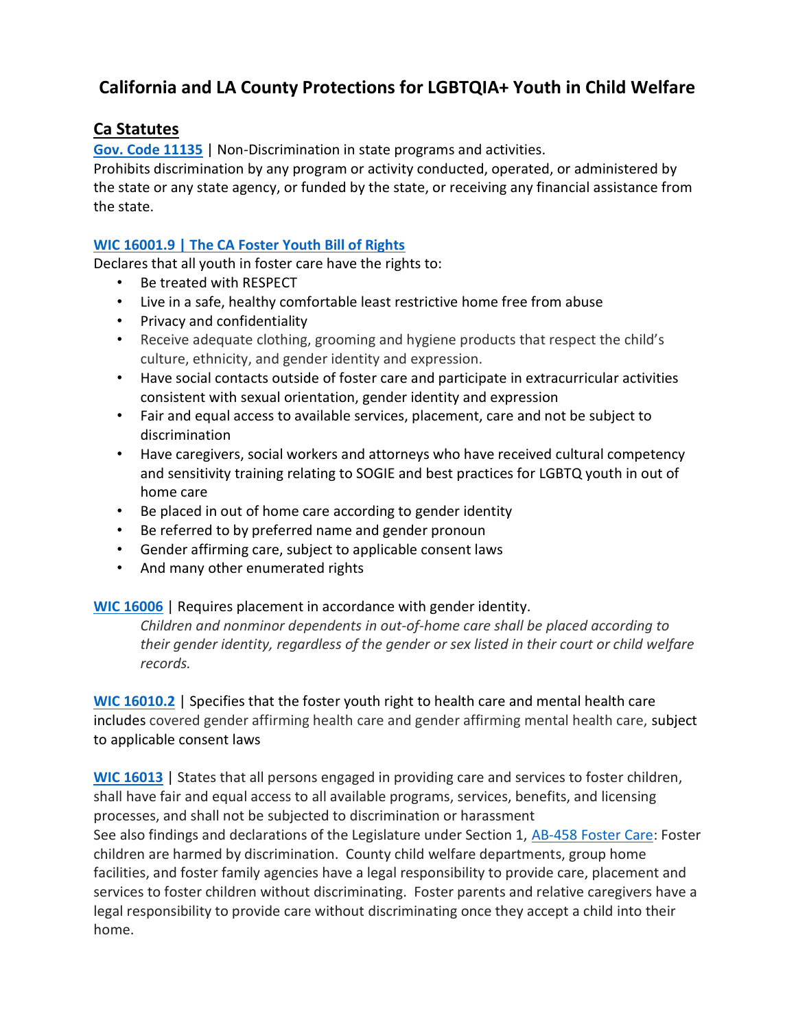# California and LA County Protections for LGBTQIA+ Youth in Child Welfare

## Ca Statutes

**Gov. Code 11135** | Non-Discrimination in state programs and activities.
Prohibits discrimination by any program or activity conducted, operated, or administered by the state or any state agency, or funded by the state, or receiving any financial assistance from the state.

**WIC 16001.9 | The CA Foster Youth Bill of Rights**
Declares that all youth in foster care have the rights to:

- Be treated with RESPECT
- Live in a safe, healthy comfortable least restrictive home free from abuse
- Privacy and confidentiality
- Receive adequate clothing, grooming and hygiene products that respect the child's culture, ethnicity, and gender identity and expression.
- Have social contacts outside of foster care and participate in extracurricular activities consistent with sexual orientation, gender identity and expression
- Fair and equal access to available services, placement, care and not be subject to discrimination
- Have caregivers, social workers and attorneys who have received cultural competency and sensitivity training relating to SOGIE and best practices for LGBTQ youth in out of home care
- Be placed in out of home care according to gender identity
- Be referred to by preferred name and gender pronoun
- Gender affirming care, subject to applicable consent laws
- And many other enumerated rights

**WIC 16006** | Requires placement in accordance with gender identity.

> *Children and nonminor dependents in out-of-home care shall be placed according to their gender identity, regardless of the gender or sex listed in their court or child welfare records.*

**WIC 16010.2** | Specifies that the foster youth right to health care and mental health care includes covered gender affirming health care and gender affirming mental health care, subject to applicable consent laws

**WIC 16013** | States that all persons engaged in providing care and services to foster children, shall have fair and equal access to all available programs, services, benefits, and licensing processes, and shall not be subjected to discrimination or harassment
See also findings and declarations of the Legislature under Section 1, AB-458 Foster Care: Foster children are harmed by discrimination. County child welfare departments, group home facilities, and foster family agencies have a legal responsibility to provide care, placement and services to foster children without discriminating. Foster parents and relative caregivers have a legal responsibility to provide care without discriminating once they accept a child into their home.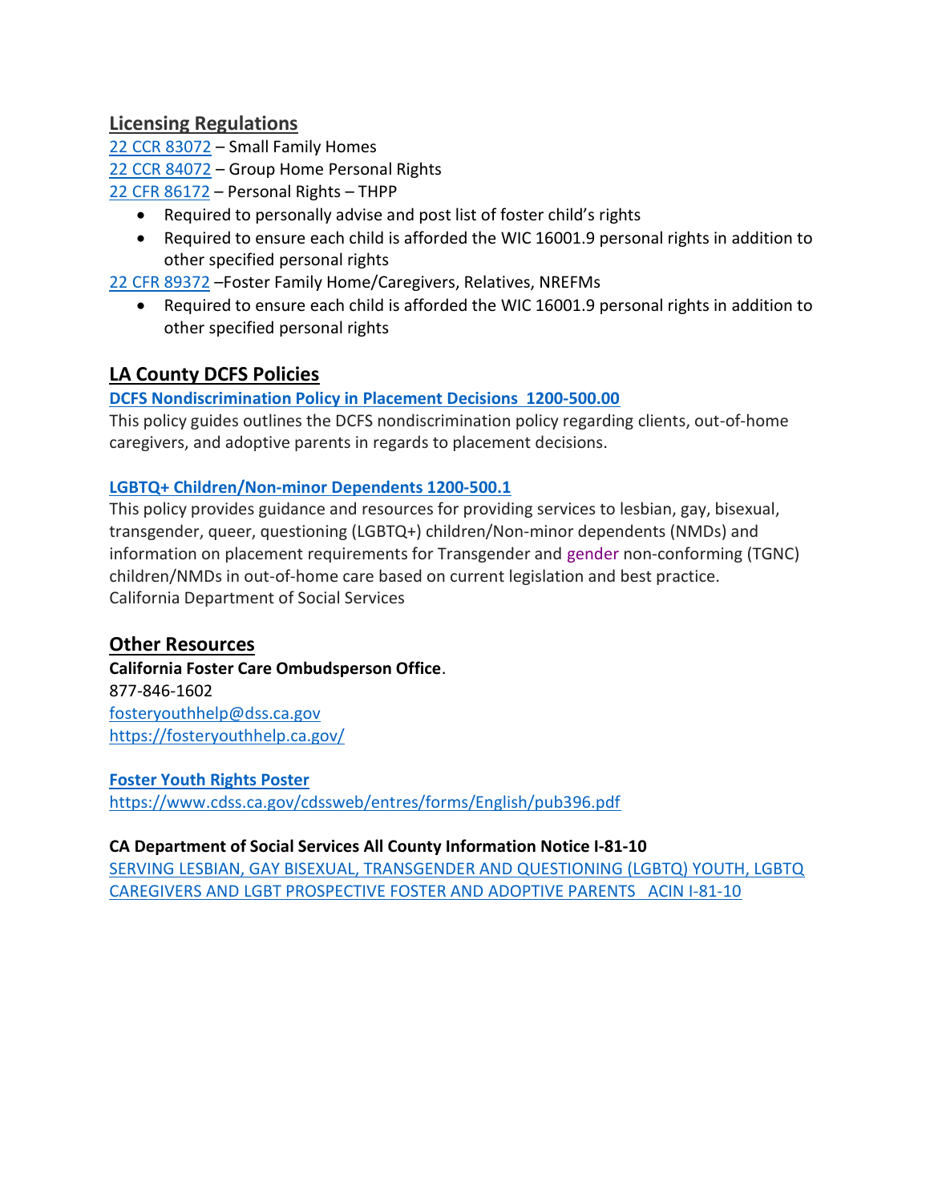## Licensing Regulations

22 CCR 83072 – Small Family Homes
22 CCR 84072 – Group Home Personal Rights
22 CFR 86172 – Personal Rights – THPP

- Required to personally advise and post list of foster child's rights
- Required to ensure each child is afforded the WIC 16001.9 personal rights in addition to other specified personal rights

22 CFR 89372 –Foster Family Home/Caregivers, Relatives, NREFMs

- Required to ensure each child is afforded the WIC 16001.9 personal rights in addition to other specified personal rights

## LA County DCFS Policies

**DCFS Nondiscrimination Policy in Placement Decisions 1200-500.00**

This policy guides outlines the DCFS nondiscrimination policy regarding clients, out-of-home caregivers, and adoptive parents in regards to placement decisions.

**LGBTQ+ Children/Non-minor Dependents 1200-500.1**

This policy provides guidance and resources for providing services to lesbian, gay, bisexual, transgender, queer, questioning (LGBTQ+) children/Non-minor dependents (NMDs) and information on placement requirements for Transgender and gender non-conforming (TGNC) children/NMDs in out-of-home care based on current legislation and best practice.
California Department of Social Services

## Other Resources

**California Foster Care Ombudsperson Office**.
877-846-1602
fosteryouthhelp@dss.ca.gov
https://fosteryouthhelp.ca.gov/

**Foster Youth Rights Poster**
https://www.cdss.ca.gov/cdssweb/entres/forms/English/pub396.pdf

**CA Department of Social Services All County Information Notice I-81-10**
SERVING LESBIAN, GAY BISEXUAL, TRANSGENDER AND QUESTIONING (LGBTQ) YOUTH, LGBTQ CAREGIVERS AND LGBT PROSPECTIVE FOSTER AND ADOPTIVE PARENTS ACIN I-81-10